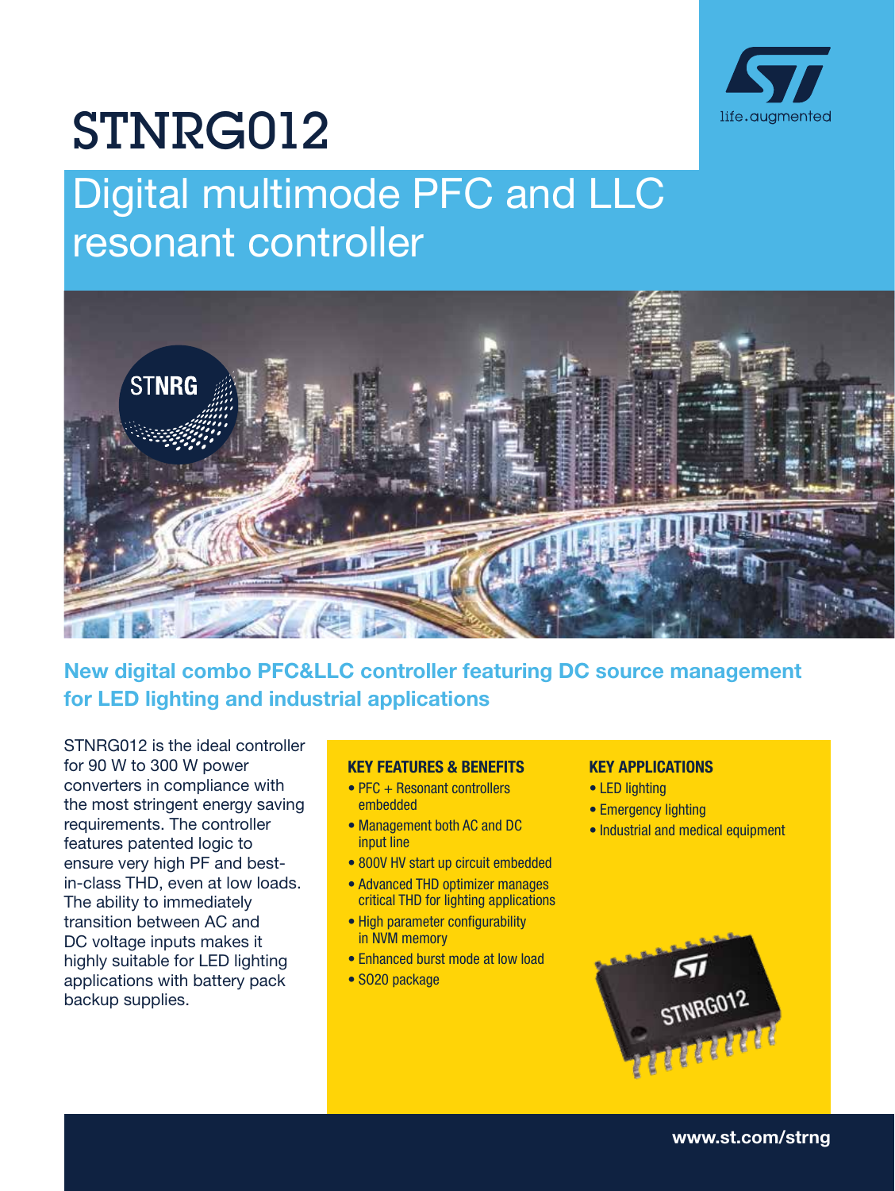# STNRG012

## Digital multimode PFC and LLC resonant controller

### New digital combo PFC&LLC controller featuring DC source management for LED lighting and industrial applications

STNRG012 is the ideal controller for 90 W to 300 W power converters in compliance with the most stringent energy saving requirements. The controller features patented logic to ensure very high PF and best-in-class THD, even at low loads. The ability to immediately transition between AC and DC voltage inputs makes it highly suitable for LED lighting applications with battery pack backup supplies.

#### KEY FEATURES & BENEFITS

- PFC + Resonant controllers embedded
- Management both AC and DC input line
- 800V HV start up circuit embedded
- Advanced THD optimizer manages critical THD for lighting applications
- High parameter configurability in NVM memory
- Enhanced burst mode at low load
- SO20 package

#### KEY APPLICATIONS

- LED lighting
- Emergency lighting
- Industrial and medical equipment

www.st.com/strng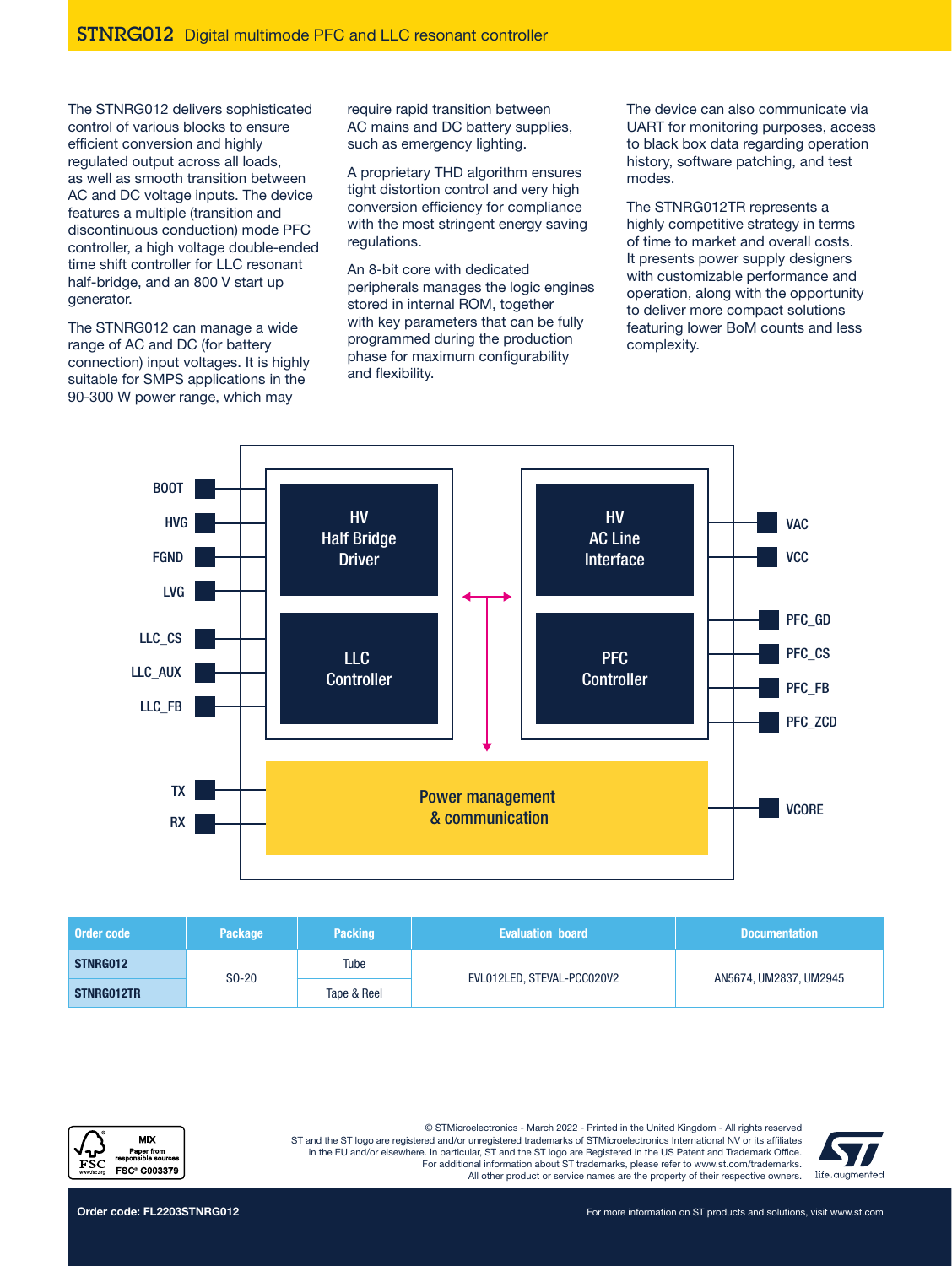The STNRG012 delivers sophisticated control of various blocks to ensure efficient conversion and highly regulated output across all loads, as well as smooth transition between AC and DC voltage inputs. The device features a multiple (transition and discontinuous conduction) mode PFC controller, a high voltage double-ended time shift controller for LLC resonant half-bridge, and an 800 V start up generator.

The STNRG012 can manage a wide range of AC and DC (for battery connection) input voltages. It is highly suitable for SMPS applications in the 90-300 W power range, which may require rapid transition between AC mains and DC battery supplies, such as emergency lighting.

A proprietary THD algorithm ensures tight distortion control and very high conversion efficiency for compliance with the most stringent energy saving regulations.

An 8-bit core with dedicated peripherals manages the logic engines stored in internal ROM, together with key parameters that can be fully programmed during the production phase for maximum configurability and flexibility.

The device can also communicate via UART for monitoring purposes, access to black box data regarding operation history, software patching, and test modes.

The STNRG012TR represents a highly competitive strategy in terms of time to market and overall costs. It presents power supply designers with customizable performance and operation, along with the opportunity to deliver more compact solutions featuring lower BoM counts and less complexity.

BOOT
HVG
FGND
LVG
LLC_CS
LLC_AUX
LLC_FB
TX
RX
HV Half Bridge Driver
LLC Controller
HV AC Line Interface
PFC Controller
Power management & communication
VAC
VCC
PFC_GD
PFC_CS
PFC_FB
PFC_ZCD
VCORE

| Order code | Package | Packing | Evaluation board | Documentation |
|---|---|---|---|---|
| STNRG012 | SO-20 | Tube | EVL012LED, STEVAL-PCC020V2 | AN5674, UM2837, UM2945 |
| STNRG012TR | | Tape & Reel | | |

© STMicroelectronics - March 2022 - Printed in the United Kingdom - All rights reserved
ST and the ST logo are registered and/or unregistered trademarks of STMicroelectronics International NV or its affiliates in the EU and/or elsewhere. In particular, ST and the ST logo are Registered in the US Patent and Trademark Office. For additional information about ST trademarks, please refer to www.st.com/trademarks. All other product or service names are the property of their respective owners.

Order code: FL2203STNRG012

For more information on ST products and solutions, visit www.st.com